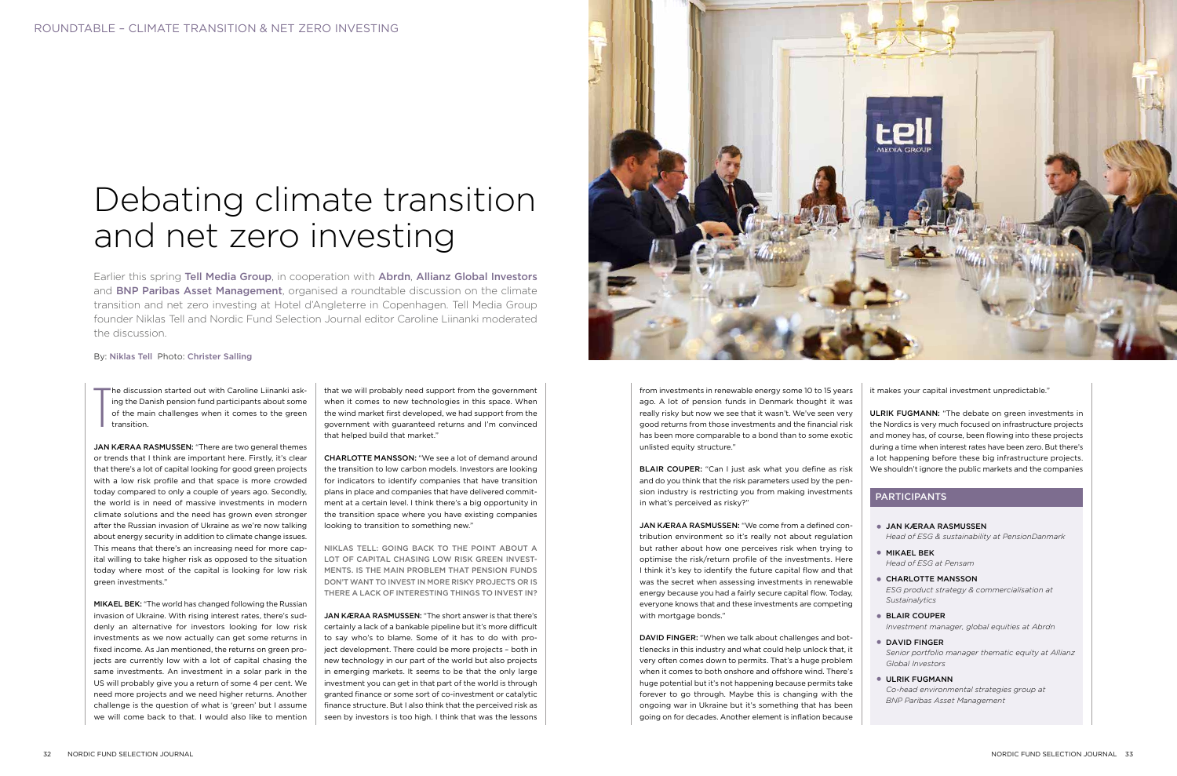# Debating climate transition and net zero investing

Earlier this spring **Tell Media Group**, in cooperation with **Abrdn**, **Allianz Global Investors** and **BNP Paribas Asset Management**, organised a roundtable discussion on the climate transition and net zero investing at Hotel d'Angleterre in Copenhagen. Tell Media Group founder Niklas Tell and Nordic Fund Selection Journal editor Caroline Liinanki moderated the discussion.

By: Niklas Tell Photo: Christer Salling

The discussion started out with Caroline Liinanki asking the Danish pension fund participants about some of the main challenges when it comes to the green transition.

**JAN KÆRAA RASMUSSEN:** "There are two general themes or trends that I think are important here. Firstly, it's clear that there's a lot of capital looking for good green projects with a low risk profile and that space is more crowded today compared to only a couple of years ago. Secondly, the world is in need of massive investments in modern climate solutions and the need has grown even stronger after the Russian invasion of Ukraine as we're now talking about energy security in addition to climate change issues. This means that there's an increasing need for more capital willing to take higher risk as opposed to the situation today where most of the capital is looking for low risk green investments."

**MIKAEL BEK:** "The world has changed following the Russian invasion of Ukraine. With rising interest rates, there's suddenly an alternative for investors looking for low risk investments as we now actually can get some returns in fixed income. As Jan mentioned, the returns on green projects are currently low with a lot of capital chasing the same investments. An investment in a solar park in the US will probably give you a return of some 4 per cent. We need more projects and we need higher returns. Another challenge is the question of what is 'green' but I assume we will come back to that. I would also like to mention that we will probably need support from the government when it comes to new technologies in this space. When the wind market first developed, we had support from the government with guaranteed returns and I'm convinced that helped build that market."

**CHARLOTTE MANSSON:** "We see a lot of demand around the transition to low carbon models. Investors are looking for indicators to identify companies that have transition plans in place and companies that have delivered commitment at a certain level. I think there's a big opportunity in the transition space where you have existing companies looking to transition to something new."

**NIKLAS TELL: GOING BACK TO THE POINT ABOUT A LOT OF CAPITAL CHASING LOW RISK GREEN INVESTMENTS. IS THE MAIN PROBLEM THAT PENSION FUNDS DON'T WANT TO INVEST IN MORE RISKY PROJECTS OR IS THERE A LACK OF INTERESTING THINGS TO INVEST IN?**

**JAN KÆRAA RASMUSSEN:** "The short answer is that there's certainly a lack of a bankable pipeline but it's more difficult to say who's to blame. Some of it has to do with project development. There could be more projects – both in new technology in our part of the world but also projects in emerging markets. It seems to be that the only large investment you can get in that part of the world is through granted finance or some sort of co-investment or catalytic finance structure. But I also think that the perceived risk as seen by investors is too high. I think that was the lessons from investments in renewable energy some 10 to 15 years ago. A lot of pension funds in Denmark thought it was really risky but now we see that it wasn't. We've seen very good returns from those investments and the financial risk has been more comparable to a bond than to some exotic unlisted equity structure."

**BLAIR COUPER:** "Can I just ask what you define as risk and do you think that the risk parameters used by the pension industry is restricting you from making investments in what's perceived as risky?"

**JAN KÆRAA RASMUSSEN:** "We come from a defined contribution environment so it's really not about regulation but rather about how one perceives risk when trying to optimise the risk/return profile of the investments. Here I think it's key to identify the future capital flow and that was the secret when assessing investments in renewable energy because you had a fairly secure capital flow. Today, everyone knows that and these investments are competing with mortgage bonds."

**DAVID FINGER:** "When we talk about challenges and bottlenecks in this industry and what could help unlock that, it very often comes down to permits. That's a huge problem when it comes to both onshore and offshore wind. There's huge potential but it's not happening because permits take forever to go through. Maybe this is changing with the ongoing war in Ukraine but it's something that has been going on for decades. Another element is inflation because it makes your capital investment unpredictable."

**ULRIK FUGMANN:** "The debate on green investments in the Nordics is very much focused on infrastructure projects and money has, of course, been flowing into these projects during a time when interest rates have been zero. But there's a lot happening before these big infrastructure projects. We shouldn't ignore the public markets and the companies

## PARTICIPANTS

- **JAN KÆRAA RASMUSSEN**
  *Head of ESG & sustainability at PensionDanmark*
- **MIKAEL BEK**
  *Head of ESG at Pensam*
- **CHARLOTTE MANSSON**
  *ESG product strategy & commercialisation at Sustainalytics*
- **BLAIR COUPER**
  *Investment manager, global equities at Abrdn*
- **DAVID FINGER**
  *Senior portfolio manager thematic equity at Allianz Global Investors*
- **ULRIK FUGMANN**
  *Co-head environmental strategies group at BNP Paribas Asset Management*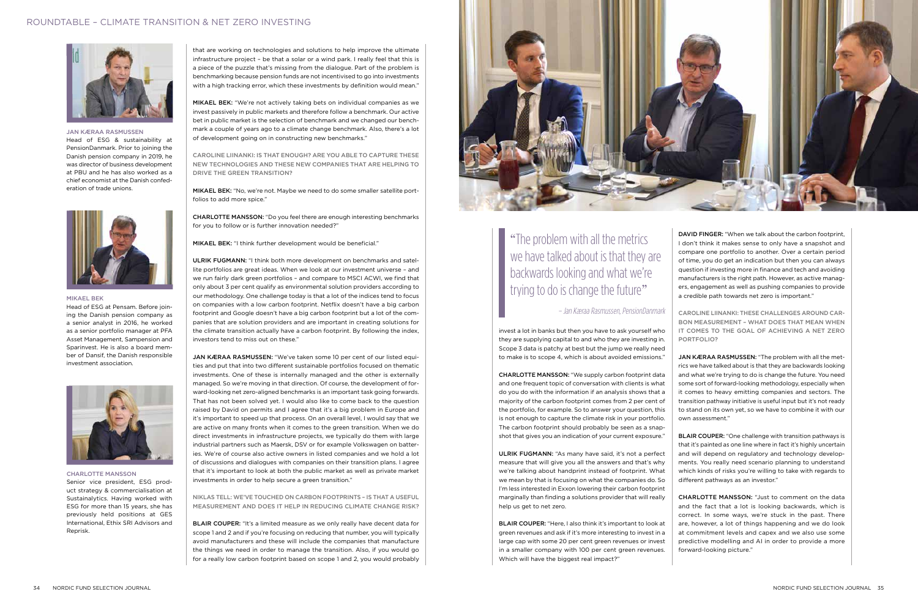## Jan Kæraa Rasmussen

Head of ESG & sustainability at PensionDanmark. Prior to joining the Danish pension company in 2019, he was director of business development at PBU and he has also worked as a chief economist at the Danish confederation of trade unions.

## Mikael Bek

Head of ESG at Pensam. Before joining the Danish pension company as a senior analyst in 2016, he worked as a senior portfolio manager at PFA Asset Management, Sampension and Sparinvest. He is also a board member of Dansif, the Danish responsible investment association.

## Charlotte Mansson

Senior vice president, ESG product strategy & commercialisation at Sustainalytics. Having worked with ESG for more than 15 years, she has previously held positions at GES International, Ethix SRI Advisors and Reprisk.

that are working on technologies and solutions to help improve the ultimate infrastructure project – be that a solar or a wind park. I really feel that this is a piece of the puzzle that's missing from the dialogue. Part of the problem is benchmarking because pension funds are not incentivised to go into investments with a high tracking error, which these investments by definition would mean."

**MIKAEL BEK:** "We're not actively taking bets on individual companies as we invest passively in public markets and therefore follow a benchmark. Our active bet in public market is the selection of benchmark and we changed our benchmark a couple of years ago to a climate change benchmark. Also, there's a lot of development going on in constructing new benchmarks."

**CAROLINE LIINANKI: IS THAT ENOUGH? ARE YOU ABLE TO CAPTURE THESE NEW TECHNOLOGIES AND THESE NEW COMPANIES THAT ARE HELPING TO DRIVE THE GREEN TRANSITION?**

**MIKAEL BEK:** "No, we're not. Maybe we need to do some smaller satellite portfolios to add more spice."

**CHARLOTTE MANSSON:** "Do you feel there are enough interesting benchmarks for you to follow or is further innovation needed?"

**MIKAEL BEK:** "I think further development would be beneficial."

**ULRIK FUGMANN:** "I think both more development on benchmarks and satellite portfolios are great ideas. When we look at our investment universe – and we run fairly dark green portfolios – and compare to MSCI ACWI, we find that only about 3 per cent qualify as environmental solution providers according to our methodology. One challenge today is that a lot of the indices tend to focus on companies with a low carbon footprint. Netflix doesn't have a big carbon footprint and Google doesn't have a big carbon footprint but a lot of the companies that are solution providers and are important in creating solutions for the climate transition actually have a carbon footprint. By following the index, investors tend to miss out on these."

**JAN KÆRAA RASMUSSEN:** "We've taken some 10 per cent of our listed equities and put that into two different sustainable portfolios focused on thematic investments. One of these is internally managed and the other is externally managed. So we're moving in that direction. Of course, the development of forward-looking net zero-aligned benchmarks is an important task going forwards. That has not been solved yet. I would also like to come back to the question raised by David on permits and I agree that it's a big problem in Europe and it's important to speed up that process. On an overall level, I would say that we are active on many fronts when it comes to the green transition. When we do direct investments in infrastructure projects, we typically do them with large industrial partners such as Maersk, DSV or for example Volkswagen on batteries. We're of course also active owners in listed companies and we hold a lot of discussions and dialogues with companies on their transition plans. I agree that it's important to look at both the public market as well as private market investments in order to help secure a green transition."

**NIKLAS TELL: WE'VE TOUCHED ON CARBON FOOTPRINTS – IS THAT A USEFUL MEASUREMENT AND DOES IT HELP IN REDUCING CLIMATE CHANGE RISK?**

**BLAIR COUPER:** "It's a limited measure as we only really have decent data for scope 1 and 2 and if you're focusing on reducing that number, you will typically avoid manufacturers and these will include the companies that manufacture the things we need in order to manage the transition. Also, if you would go for a really low carbon footprint based on scope 1 and 2, you would probably invest a lot in banks but then you have to ask yourself who they are supplying capital to and who they are investing in. Scope 3 data is patchy at best but the jump we really need to make is to scope 4, which is about avoided emissions."

> "The problem with all the metrics we have talked about is that they are backwards looking and what we're trying to do is change the future"
>
> *– Jan Kæraa Rasmussen, PensionDanmark*

**CHARLOTTE MANSSON:** "We supply carbon footprint data and one frequent topic of conversation with clients is what do you do with the information if an analysis shows that a majority of the carbon footprint comes from 2 per cent of the portfolio, for example. So to answer your question, this is not enough to capture the climate risk in your portfolio. The carbon footprint should probably be seen as a snapshot that gives you an indication of your current exposure."

**ULRIK FUGMANN:** "As many have said, it's not a perfect measure that will give you all the answers and that's why we're talking about handprint instead of footprint. What we mean by that is focusing on what the companies do. So I'm less interested in Exxon lowering their carbon footprint marginally than finding a solutions provider that will really help us get to net zero.

**BLAIR COUPER:** "Here, I also think it's important to look at green revenues and ask if it's more interesting to invest in a large cap with some 20 per cent green revenues or invest in a smaller company with 100 per cent green revenues. Which will have the biggest real impact?"

**DAVID FINGER:** "When we talk about the carbon footprint, I don't think it makes sense to only have a snapshot and compare one portfolio to another. Over a certain period of time, you do get an indication but then you can always question if investing more in finance and tech and avoiding manufacturers is the right path. However, as active managers, engagement as well as pushing companies to provide a credible path towards net zero is important."

**CAROLINE LIINANKI: THESE CHALLENGES AROUND CARBON MEASUREMENT – WHAT DOES THAT MEAN WHEN IT COMES TO THE GOAL OF ACHIEVING A NET ZERO PORTFOLIO?**

**JAN KÆRAA RASMUSSEN:** "The problem with all the metrics we have talked about is that they are backwards looking and what we're trying to do is change the future. You need some sort of forward-looking methodology, especially when it comes to heavy emitting companies and sectors. The transition pathway initiative is useful input but it's not ready to stand on its own yet, so we have to combine it with our own assessment."

**BLAIR COUPER:** "One challenge with transition pathways is that it's painted as one line where in fact it's highly uncertain and will depend on regulatory and technology developments. You really need scenario planning to understand which kinds of risks you're willing to take with regards to different pathways as an investor."

**CHARLOTTE MANSSON:** "Just to comment on the data and the fact that a lot is looking backwards, which is correct. In some ways, we're stuck in the past. There are, however, a lot of things happening and we do look at commitment levels and capex and we also use some predictive modelling and AI in order to provide a more forward-looking picture."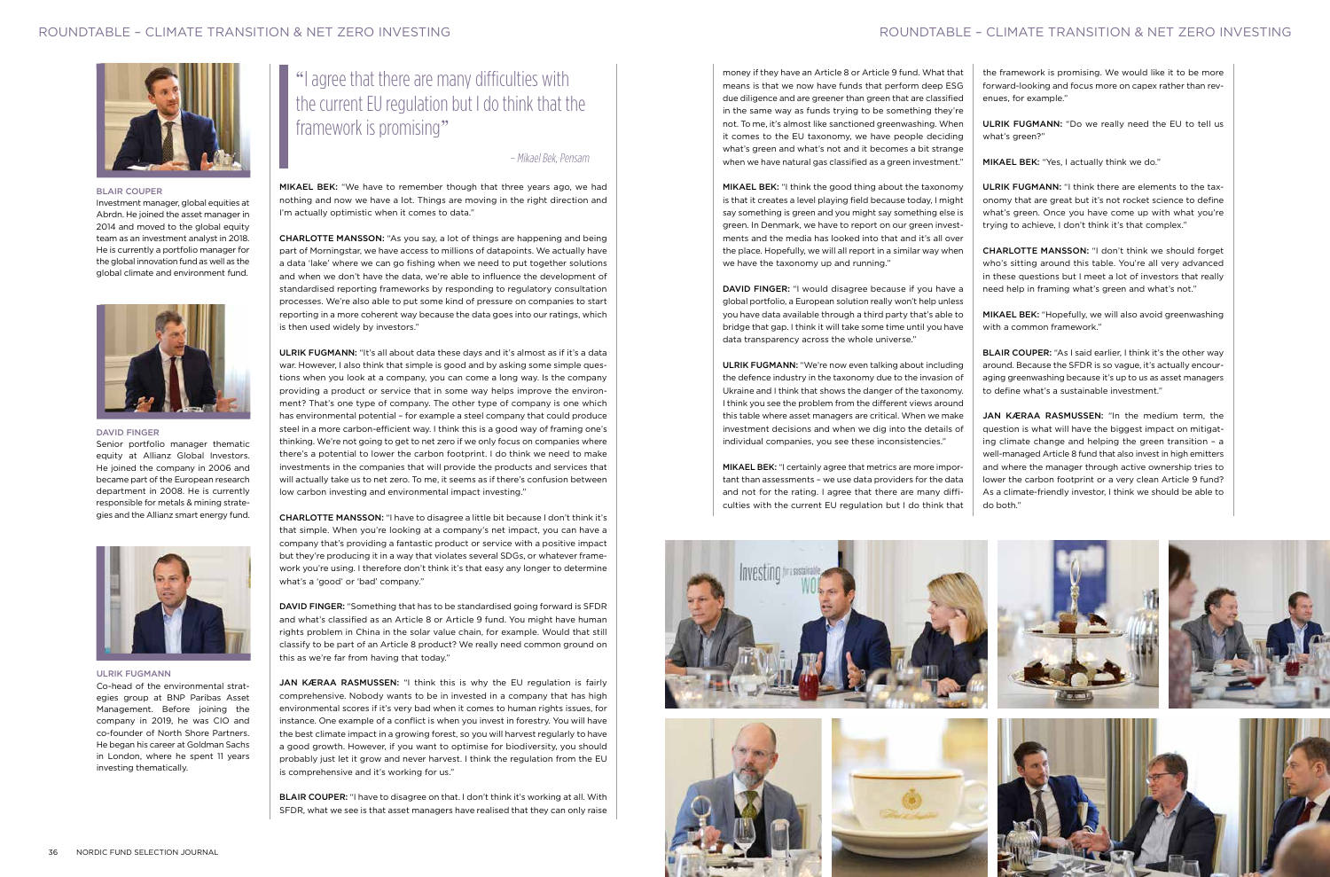**BLAIR COUPER**

Investment manager, global equities at Abrdn. He joined the asset manager in 2014 and moved to the global equity team as an investment analyst in 2018. He is currently a portfolio manager for the global innovation fund as well as the global climate and environment fund.

**DAVID FINGER**

Senior portfolio manager thematic equity at Allianz Global Investors. He joined the company in 2006 and became part of the European research department in 2008. He is currently responsible for metals & mining strategies and the Allianz smart energy fund.

**ULRIK FUGMANN**

Co-head of the environmental strategies group at BNP Paribas Asset Management. Before joining the company in 2019, he was CIO and co-founder of North Shore Partners. He began his career at Goldman Sachs in London, where he spent 11 years investing thematically.

> "I agree that there are many difficulties with the current EU regulation but I do think that the framework is promising"
>
> *– Mikael Bek, Pensam*

**MIKAEL BEK:** "We have to remember though that three years ago, we had nothing and now we have a lot. Things are moving in the right direction and I'm actually optimistic when it comes to data."

**CHARLOTTE MANSSON:** "As you say, a lot of things are happening and being part of Morningstar, we have access to millions of datapoints. We actually have a data 'lake' where we can go fishing when we need to put together solutions and when we don't have the data, we're able to influence the development of standardised reporting frameworks by responding to regulatory consultation processes. We're also able to put some kind of pressure on companies to start reporting in a more coherent way because the data goes into our ratings, which is then used widely by investors."

**ULRIK FUGMANN:** "It's all about data these days and it's almost as if it's a data war. However, I also think that simple is good and by asking some simple questions when you look at a company, you can come a long way. Is the company providing a product or service that in some way helps improve the environment? That's one type of company. The other type of company is one which has environmental potential – for example a steel company that could produce steel in a more carbon-efficient way. I think this is a good way of framing one's thinking. We're not going to get to net zero if we only focus on companies where there's a potential to lower the carbon footprint. I do think we need to make investments in the companies that will provide the products and services that will actually take us to net zero. To me, it seems as if there's confusion between low carbon investing and environmental impact investing."

**CHARLOTTE MANSSON:** "I have to disagree a little bit because I don't think it's that simple. When you're looking at a company's net impact, you can have a company that's providing a fantastic product or service with a positive impact but they're producing it in a way that violates several SDGs, or whatever framework you're using. I therefore don't think it's that easy any longer to determine what's a 'good' or 'bad' company."

**DAVID FINGER:** "Something that has to be standardised going forward is SFDR and what's classified as an Article 8 or Article 9 fund. You might have human rights problem in China in the solar value chain, for example. Would that still classify to be part of an Article 8 product? We really need common ground on this as we're far from having that today."

**JAN KÆRAA RASMUSSEN:** "I think this is why the EU regulation is fairly comprehensive. Nobody wants to be invested in a company that has high environmental scores if it's very bad when it comes to human rights issues, for instance. One example of a conflict is when you invest in forestry. You will have the best climate impact in a growing forest, so you will harvest regularly to have a good growth. However, if you want to optimise for biodiversity, you should probably just let it grow and never harvest. I think the regulation from the EU is comprehensive and it's working for us."

**BLAIR COUPER:** "I have to disagree on that. I don't think it's working at all. With SFDR, what we see is that asset managers have realised that they can only raise money if they have an Article 8 or Article 9 fund. What that means is that we now have funds that perform deep ESG due diligence and are greener than green that are classified in the same way as funds trying to be something they're not. To me, it's almost like sanctioned greenwashing. When it comes to the EU taxonomy, we have people deciding what's green and what's not and it becomes a bit strange when we have natural gas classified as a green investment."

**MIKAEL BEK:** "I think the good thing about the taxonomy is that it creates a level playing field because today, I might say something is green and you might say something else is green. In Denmark, we have to report on our green investments and the media has looked into that and it's all over the place. Hopefully, we will all report in a similar way when we have the taxonomy up and running."

**DAVID FINGER:** "I would disagree because if you have a global portfolio, a European solution really won't help unless you have data available through a third party that's able to bridge that gap. I think it will take some time until you have data transparency across the whole universe."

**ULRIK FUGMANN:** "We're now even talking about including the defence industry in the taxonomy due to the invasion of Ukraine and I think that shows the danger of the taxonomy. I think you see the problem from the different views around this table where asset managers are critical. When we make investment decisions and when we dig into the details of individual companies, you see these inconsistencies."

**MIKAEL BEK:** "I certainly agree that metrics are more important than assessments – we use data providers for the data and not for the rating. I agree that there are many difficulties with the current EU regulation but I do think that the framework is promising. We would like it to be more forward-looking and focus more on capex rather than revenues, for example."

**ULRIK FUGMANN:** "Do we really need the EU to tell us what's green?"

**MIKAEL BEK:** "Yes, I actually think we do."

**ULRIK FUGMANN:** "I think there are elements to the taxonomy that are great but it's not rocket science to define what's green. Once you have come up with what you're trying to achieve, I don't think it's that complex."

**CHARLOTTE MANSSON:** "I don't think we should forget who's sitting around this table. You're all very advanced in these questions but I meet a lot of investors that really need help in framing what's green and what's not."

**MIKAEL BEK:** "Hopefully, we will also avoid greenwashing with a common framework."

**BLAIR COUPER:** "As I said earlier, I think it's the other way around. Because the SFDR is so vague, it's actually encouraging greenwashing because it's up to us as asset managers to define what's a sustainable investment."

**JAN KÆRAA RASMUSSEN:** "In the medium term, the question is what will have the biggest impact on mitigating climate change and helping the green transition – a well-managed Article 8 fund that also invest in high emitters and where the manager through active ownership tries to lower the carbon footprint or a very clean Article 9 fund? As a climate-friendly investor, I think we should be able to do both."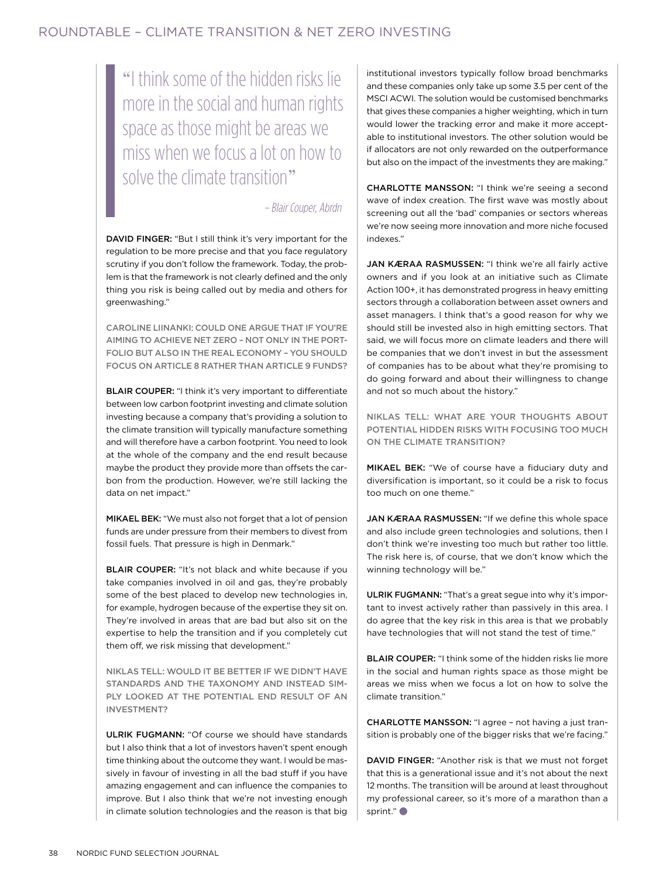> "I think some of the hidden risks lie more in the social and human rights space as those might be areas we miss when we focus a lot on how to solve the climate transition"
>
> *– Blair Couper, Abrdn*

**DAVID FINGER:** "But I still think it's very important for the regulation to be more precise and that you face regulatory scrutiny if you don't follow the framework. Today, the problem is that the framework is not clearly defined and the only thing you risk is being called out by media and others for greenwashing."

CAROLINE LIINANKI: COULD ONE ARGUE THAT IF YOU'RE AIMING TO ACHIEVE NET ZERO – NOT ONLY IN THE PORTFOLIO BUT ALSO IN THE REAL ECONOMY – YOU SHOULD FOCUS ON ARTICLE 8 RATHER THAN ARTICLE 9 FUNDS?

**BLAIR COUPER:** "I think it's very important to differentiate between low carbon footprint investing and climate solution investing because a company that's providing a solution to the climate transition will typically manufacture something and will therefore have a carbon footprint. You need to look at the whole of the company and the end result because maybe the product they provide more than offsets the carbon from the production. However, we're still lacking the data on net impact."

**MIKAEL BEK:** "We must also not forget that a lot of pension funds are under pressure from their members to divest from fossil fuels. That pressure is high in Denmark."

**BLAIR COUPER:** "It's not black and white because if you take companies involved in oil and gas, they're probably some of the best placed to develop new technologies in, for example, hydrogen because of the expertise they sit on. They're involved in areas that are bad but also sit on the expertise to help the transition and if you completely cut them off, we risk missing that development."

NIKLAS TELL: WOULD IT BE BETTER IF WE DIDN'T HAVE STANDARDS AND THE TAXONOMY AND INSTEAD SIMPLY LOOKED AT THE POTENTIAL END RESULT OF AN INVESTMENT?

**ULRIK FUGMANN:** "Of course we should have standards but I also think that a lot of investors haven't spent enough time thinking about the outcome they want. I would be massively in favour of investing in all the bad stuff if you have amazing engagement and can influence the companies to improve. But I also think that we're not investing enough in climate solution technologies and the reason is that big institutional investors typically follow broad benchmarks and these companies only take up some 3.5 per cent of the MSCI ACWI. The solution would be customised benchmarks that gives these companies a higher weighting, which in turn would lower the tracking error and make it more acceptable to institutional investors. The other solution would be if allocators are not only rewarded on the outperformance but also on the impact of the investments they are making."

**CHARLOTTE MANSSON:** "I think we're seeing a second wave of index creation. The first wave was mostly about screening out all the 'bad' companies or sectors whereas we're now seeing more innovation and more niche focused indexes."

**JAN KÆRAA RASMUSSEN:** "I think we're all fairly active owners and if you look at an initiative such as Climate Action 100+, it has demonstrated progress in heavy emitting sectors through a collaboration between asset owners and asset managers. I think that's a good reason for why we should still be invested also in high emitting sectors. That said, we will focus more on climate leaders and there will be companies that we don't invest in but the assessment of companies has to be about what they're promising to do going forward and about their willingness to change and not so much about the history."

NIKLAS TELL: WHAT ARE YOUR THOUGHTS ABOUT POTENTIAL HIDDEN RISKS WITH FOCUSING TOO MUCH ON THE CLIMATE TRANSITION?

**MIKAEL BEK:** "We of course have a fiduciary duty and diversification is important, so it could be a risk to focus too much on one theme."

**JAN KÆRAA RASMUSSEN:** "If we define this whole space and also include green technologies and solutions, then I don't think we're investing too much but rather too little. The risk here is, of course, that we don't know which the winning technology will be."

**ULRIK FUGMANN:** "That's a great segue into why it's important to invest actively rather than passively in this area. I do agree that the key risk in this area is that we probably have technologies that will not stand the test of time."

**BLAIR COUPER:** "I think some of the hidden risks lie more in the social and human rights space as those might be areas we miss when we focus a lot on how to solve the climate transition."

**CHARLOTTE MANSSON:** "I agree – not having a just transition is probably one of the bigger risks that we're facing."

**DAVID FINGER:** "Another risk is that we must not forget that this is a generational issue and it's not about the next 12 months. The transition will be around at least throughout my professional career, so it's more of a marathon than a sprint."